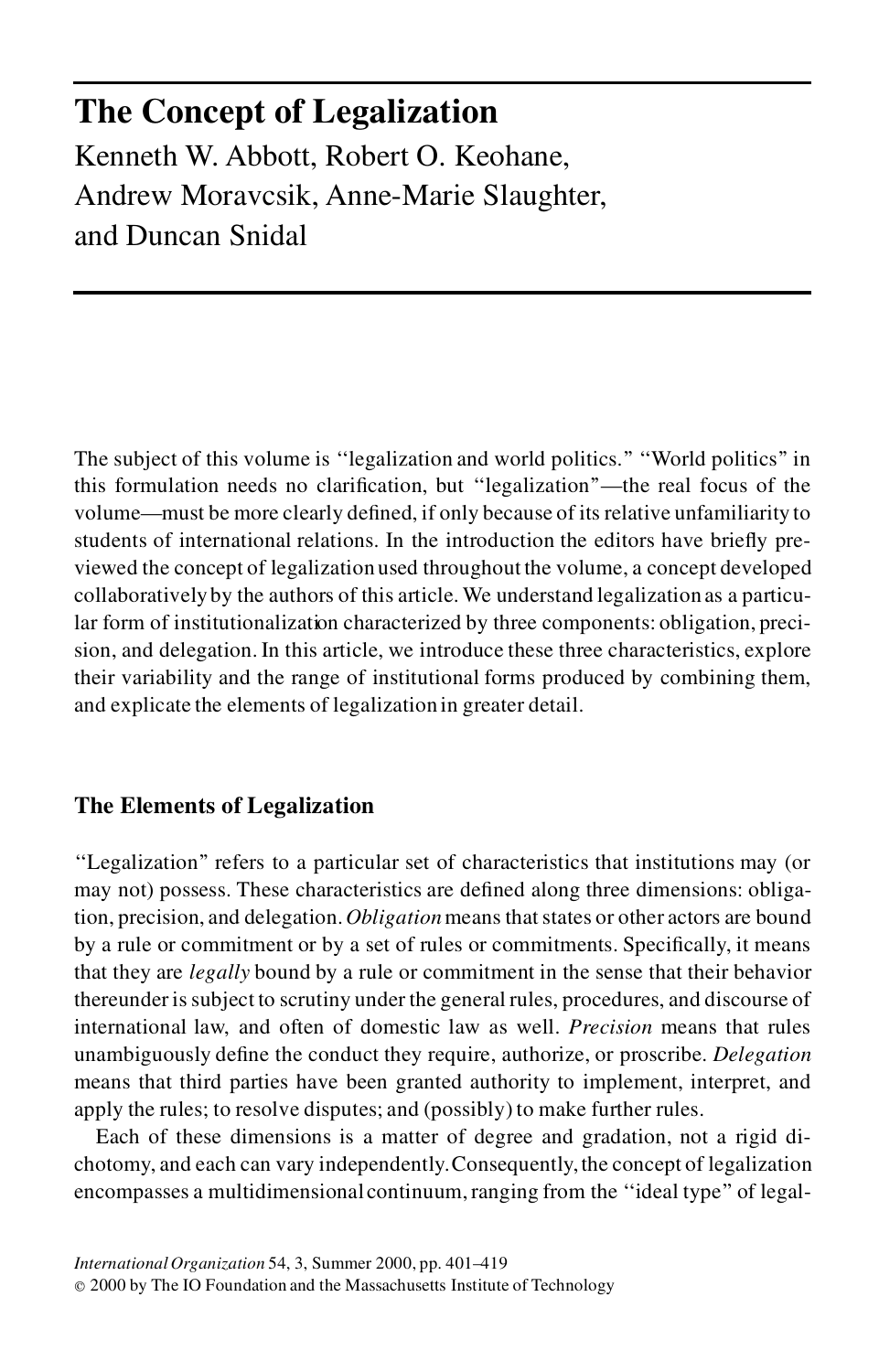# The Concept of Legalization

Kenneth W. Abbott, Robert O. Keohane, Andrew Moravcsik, Anne-Marie Slaughter, and Duncan Snidal

The subject of this volume is ''legalization and world politics.'' ''World politics'' in this formulation needs no clarification, but ''legalization''—the real focus of the volume—must be more clearly defined, if only because of its relative unfamiliarity to students of international relations. In the introduction the editors have briefly previewed the concept of legalization used throughout the volume, a concept developed collaboratively by the authors of this article. We understand legalization as a particular form of institutionalization characterized by three components: obligation, precision, and delegation. In this article, we introduce these three characteristics, explore their variability and the range of institutional forms produced by combining them, and explicate the elements of legalization in greater detail.

## The Elements of Legalization

''Legalization'' refers to a particular set of characteristics that institutions may (or may not) possess. These characteristics are defined along three dimensions: obligation, precision, and delegation. *Obligation* means that states or other actors are bound by a rule or commitment or by a set of rules or commitments. Specifically, it means that they are *legally* bound by a rule or commitment in the sense that their behavior thereunder is subject to scrutiny under the general rules, procedures, and discourse of international law, and often of domestic law as well. *Precision* means that rules unambiguously define the conduct they require, authorize, or proscribe. *Delegation* means that third parties have been granted authority to implement, interpret, and apply the rules; to resolve disputes; and (possibly) to make further rules.

Each of these dimensions is a matter of degree and gradation, not a rigid dichotomy, and each can vary independently. Consequently, the concept of legalization encompasses a multidimensional continuum, ranging from the ''ideal type'' of legal-

*International Organization* 54, 3, Summer 2000, pp. 401–419
© 2000 by The IO Foundation and the Massachusetts Institute of Technology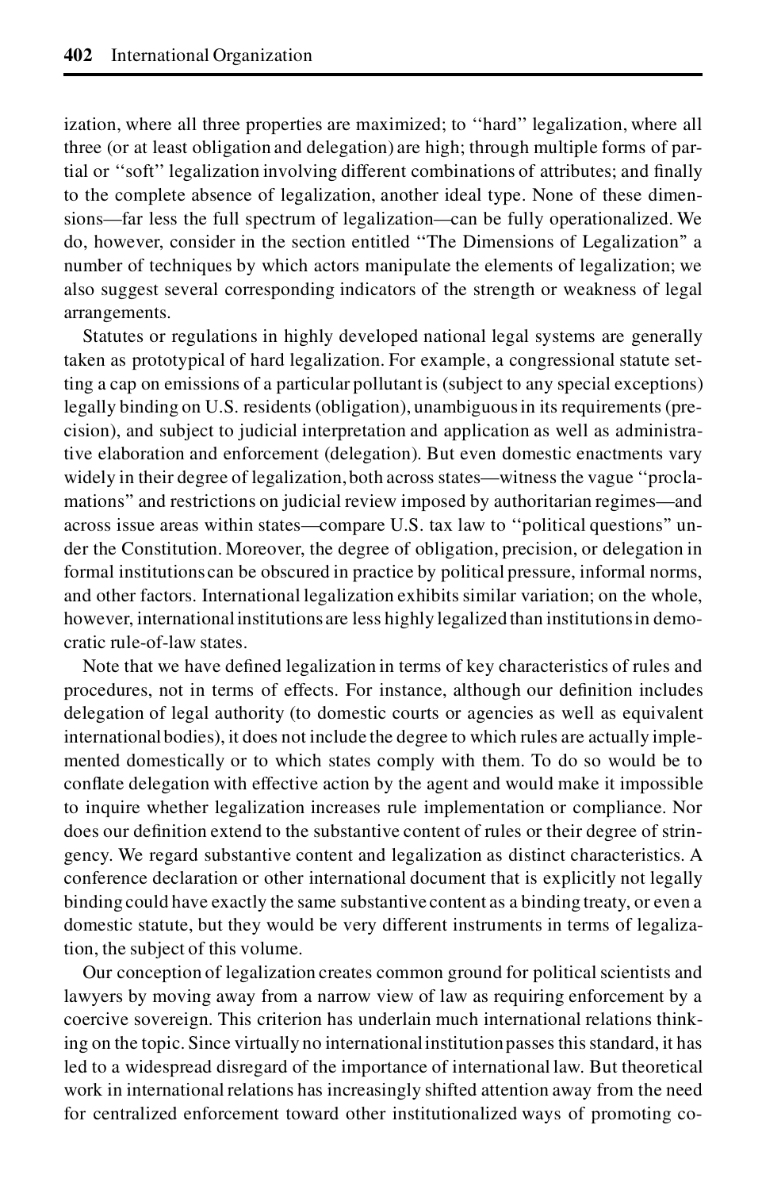ization, where all three properties are maximized; to ''hard'' legalization, where all three (or at least obligation and delegation) are high; through multiple forms of partial or ''soft'' legalization involving different combinations of attributes; and finally to the complete absence of legalization, another ideal type. None of these dimensions—far less the full spectrum of legalization—can be fully operationalized. We do, however, consider in the section entitled ''The Dimensions of Legalization'' a number of techniques by which actors manipulate the elements of legalization; we also suggest several corresponding indicators of the strength or weakness of legal arrangements.

Statutes or regulations in highly developed national legal systems are generally taken as prototypical of hard legalization. For example, a congressional statute setting a cap on emissions of a particular pollutant is (subject to any special exceptions) legally binding on U.S. residents (obligation), unambiguous in its requirements (precision), and subject to judicial interpretation and application as well as administrative elaboration and enforcement (delegation). But even domestic enactments vary widely in their degree of legalization, both across states—witness the vague ''proclamations'' and restrictions on judicial review imposed by authoritarian regimes—and across issue areas within states—compare U.S. tax law to ''political questions'' under the Constitution. Moreover, the degree of obligation, precision, or delegation in formal institutions can be obscured in practice by political pressure, informal norms, and other factors. International legalization exhibits similar variation; on the whole, however, international institutions are less highly legalized than institutions in democratic rule-of-law states.

Note that we have defined legalization in terms of key characteristics of rules and procedures, not in terms of effects. For instance, although our definition includes delegation of legal authority (to domestic courts or agencies as well as equivalent international bodies), it does not include the degree to which rules are actually implemented domestically or to which states comply with them. To do so would be to conflate delegation with effective action by the agent and would make it impossible to inquire whether legalization increases rule implementation or compliance. Nor does our definition extend to the substantive content of rules or their degree of stringency. We regard substantive content and legalization as distinct characteristics. A conference declaration or other international document that is explicitly not legally binding could have exactly the same substantive content as a binding treaty, or even a domestic statute, but they would be very different instruments in terms of legalization, the subject of this volume.

Our conception of legalization creates common ground for political scientists and lawyers by moving away from a narrow view of law as requiring enforcement by a coercive sovereign. This criterion has underlain much international relations thinking on the topic. Since virtually no international institution passes this standard, it has led to a widespread disregard of the importance of international law. But theoretical work in international relations has increasingly shifted attention away from the need for centralized enforcement toward other institutionalized ways of promoting co-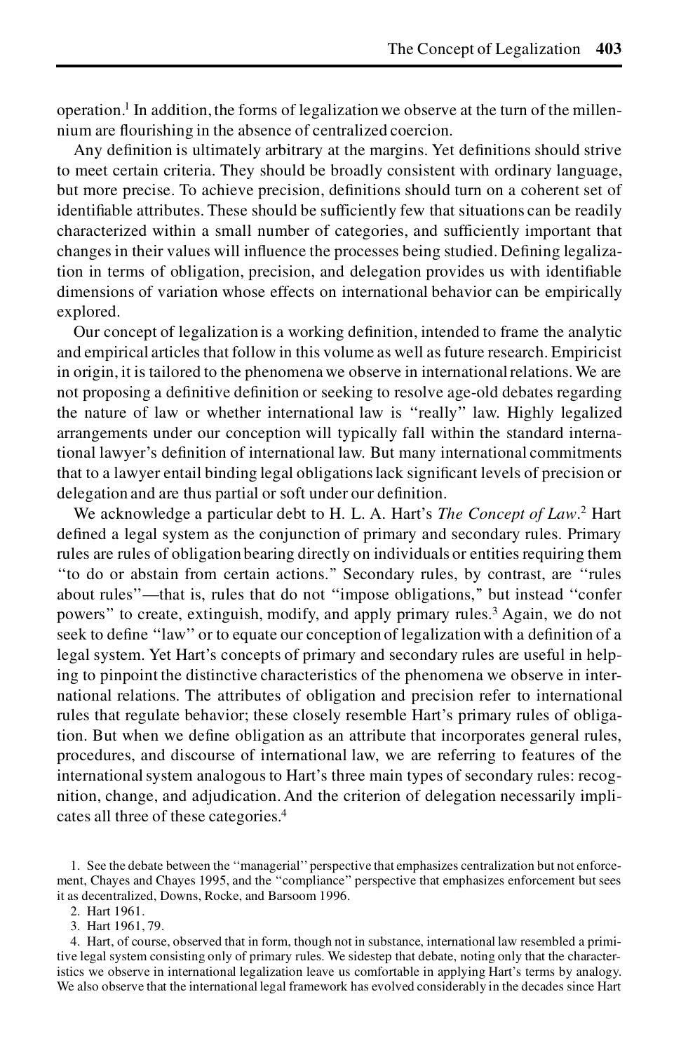operation.[1] In addition, the forms of legalization we observe at the turn of the millennium are flourishing in the absence of centralized coercion.

Any definition is ultimately arbitrary at the margins. Yet definitions should strive to meet certain criteria. They should be broadly consistent with ordinary language, but more precise. To achieve precision, definitions should turn on a coherent set of identifiable attributes. These should be sufficiently few that situations can be readily characterized within a small number of categories, and sufficiently important that changes in their values will influence the processes being studied. Defining legalization in terms of obligation, precision, and delegation provides us with identifiable dimensions of variation whose effects on international behavior can be empirically explored.

Our concept of legalization is a working definition, intended to frame the analytic and empirical articles that follow in this volume as well as future research. Empiricist in origin, it is tailored to the phenomena we observe in international relations. We are not proposing a definitive definition or seeking to resolve age-old debates regarding the nature of law or whether international law is "really" law. Highly legalized arrangements under our conception will typically fall within the standard international lawyer's definition of international law. But many international commitments that to a lawyer entail binding legal obligations lack significant levels of precision or delegation and are thus partial or soft under our definition.

We acknowledge a particular debt to H. L. A. Hart's *The Concept of Law*.[2] Hart defined a legal system as the conjunction of primary and secondary rules. Primary rules are rules of obligation bearing directly on individuals or entities requiring them "to do or abstain from certain actions." Secondary rules, by contrast, are "rules about rules"—that is, rules that do not "impose obligations," but instead "confer powers" to create, extinguish, modify, and apply primary rules.[3] Again, we do not seek to define "law" or to equate our conception of legalization with a definition of a legal system. Yet Hart's concepts of primary and secondary rules are useful in helping to pinpoint the distinctive characteristics of the phenomena we observe in international relations. The attributes of obligation and precision refer to international rules that regulate behavior; these closely resemble Hart's primary rules of obligation. But when we define obligation as an attribute that incorporates general rules, procedures, and discourse of international law, we are referring to features of the international system analogous to Hart's three main types of secondary rules: recognition, change, and adjudication. And the criterion of delegation necessarily implicates all three of these categories.[4]

1. See the debate between the "managerial" perspective that emphasizes centralization but not enforcement, Chayes and Chayes 1995, and the "compliance" perspective that emphasizes enforcement but sees it as decentralized, Downs, Rocke, and Barsoom 1996.

2. Hart 1961.

3. Hart 1961, 79.

4. Hart, of course, observed that in form, though not in substance, international law resembled a primitive legal system consisting only of primary rules. We sidestep that debate, noting only that the characteristics we observe in international legalization leave us comfortable in applying Hart's terms by analogy. We also observe that the international legal framework has evolved considerably in the decades since Hart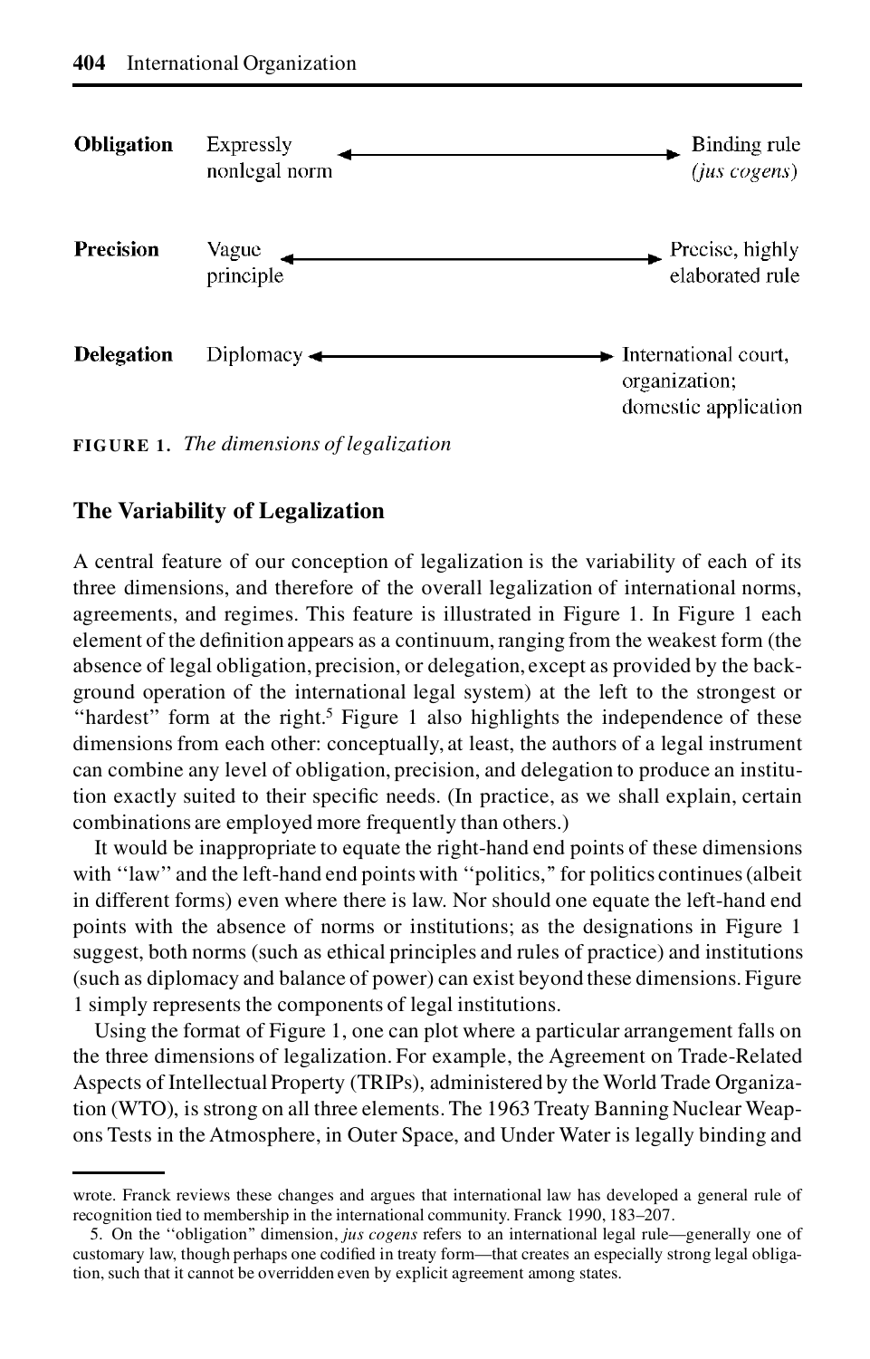Obligation    Expressly nonlegal norm ⟷ Binding rule (*jus cogens*)

Precision    Vague principle ⟷ Precise, highly elaborated rule

Delegation    Diplomacy ⟷ International court, organization; domestic application

**FIGURE 1.** *The dimensions of legalization*

## The Variability of Legalization

A central feature of our conception of legalization is the variability of each of its three dimensions, and therefore of the overall legalization of international norms, agreements, and regimes. This feature is illustrated in Figure 1. In Figure 1 each element of the definition appears as a continuum, ranging from the weakest form (the absence of legal obligation, precision, or delegation, except as provided by the background operation of the international legal system) at the left to the strongest or "hardest" form at the right.[5] Figure 1 also highlights the independence of these dimensions from each other: conceptually, at least, the authors of a legal instrument can combine any level of obligation, precision, and delegation to produce an institution exactly suited to their specific needs. (In practice, as we shall explain, certain combinations are employed more frequently than others.)

It would be inappropriate to equate the right-hand end points of these dimensions with "law" and the left-hand end points with "politics," for politics continues (albeit in different forms) even where there is law. Nor should one equate the left-hand end points with the absence of norms or institutions; as the designations in Figure 1 suggest, both norms (such as ethical principles and rules of practice) and institutions (such as diplomacy and balance of power) can exist beyond these dimensions. Figure 1 simply represents the components of legal institutions.

Using the format of Figure 1, one can plot where a particular arrangement falls on the three dimensions of legalization. For example, the Agreement on Trade-Related Aspects of Intellectual Property (TRIPs), administered by the World Trade Organization (WTO), is strong on all three elements. The 1963 Treaty Banning Nuclear Weapons Tests in the Atmosphere, in Outer Space, and Under Water is legally binding and

---

wrote. Franck reviews these changes and argues that international law has developed a general rule of recognition tied to membership in the international community. Franck 1990, 183–207.

5. On the "obligation" dimension, *jus cogens* refers to an international legal rule—generally one of customary law, though perhaps one codified in treaty form—that creates an especially strong legal obligation, such that it cannot be overridden even by explicit agreement among states.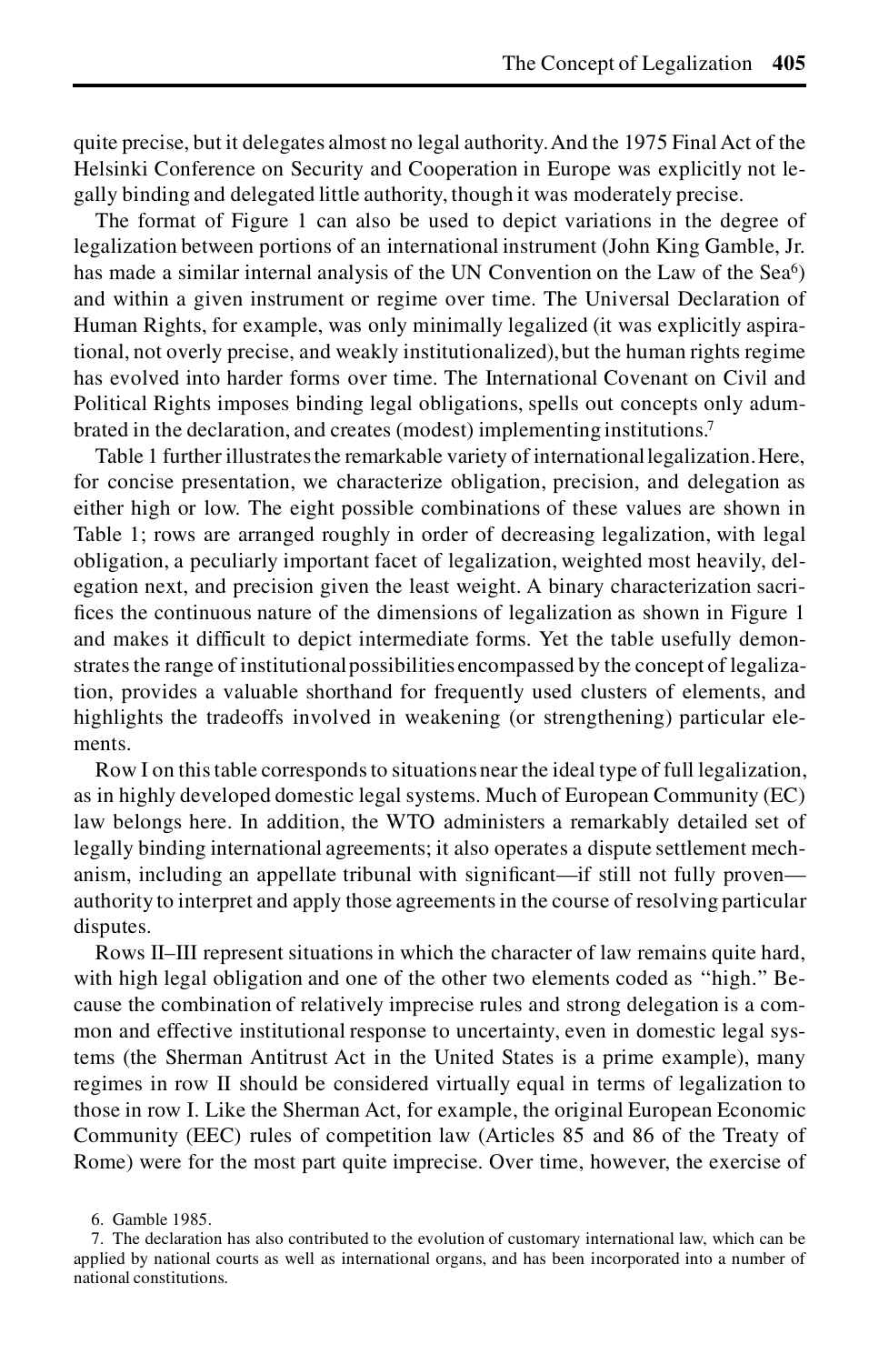quite precise, but it delegates almost no legal authority. And the 1975 Final Act of the Helsinki Conference on Security and Cooperation in Europe was explicitly not legally binding and delegated little authority, though it was moderately precise.

The format of Figure 1 can also be used to depict variations in the degree of legalization between portions of an international instrument (John King Gamble, Jr. has made a similar internal analysis of the UN Convention on the Law of the Sea[6]) and within a given instrument or regime over time. The Universal Declaration of Human Rights, for example, was only minimally legalized (it was explicitly aspirational, not overly precise, and weakly institutionalized), but the human rights regime has evolved into harder forms over time. The International Covenant on Civil and Political Rights imposes binding legal obligations, spells out concepts only adumbrated in the declaration, and creates (modest) implementing institutions.[7]

Table 1 further illustrates the remarkable variety of international legalization. Here, for concise presentation, we characterize obligation, precision, and delegation as either high or low. The eight possible combinations of these values are shown in Table 1; rows are arranged roughly in order of decreasing legalization, with legal obligation, a peculiarly important facet of legalization, weighted most heavily, delegation next, and precision given the least weight. A binary characterization sacrifices the continuous nature of the dimensions of legalization as shown in Figure 1 and makes it difficult to depict intermediate forms. Yet the table usefully demonstrates the range of institutional possibilities encompassed by the concept of legalization, provides a valuable shorthand for frequently used clusters of elements, and highlights the tradeoffs involved in weakening (or strengthening) particular elements.

Row I on this table corresponds to situations near the ideal type of full legalization, as in highly developed domestic legal systems. Much of European Community (EC) law belongs here. In addition, the WTO administers a remarkably detailed set of legally binding international agreements; it also operates a dispute settlement mechanism, including an appellate tribunal with significant—if still not fully proven—authority to interpret and apply those agreements in the course of resolving particular disputes.

Rows II–III represent situations in which the character of law remains quite hard, with high legal obligation and one of the other two elements coded as "high." Because the combination of relatively imprecise rules and strong delegation is a common and effective institutional response to uncertainty, even in domestic legal systems (the Sherman Antitrust Act in the United States is a prime example), many regimes in row II should be considered virtually equal in terms of legalization to those in row I. Like the Sherman Act, for example, the original European Economic Community (EEC) rules of competition law (Articles 85 and 86 of the Treaty of Rome) were for the most part quite imprecise. Over time, however, the exercise of

6. Gamble 1985.

7. The declaration has also contributed to the evolution of customary international law, which can be applied by national courts as well as international organs, and has been incorporated into a number of national constitutions.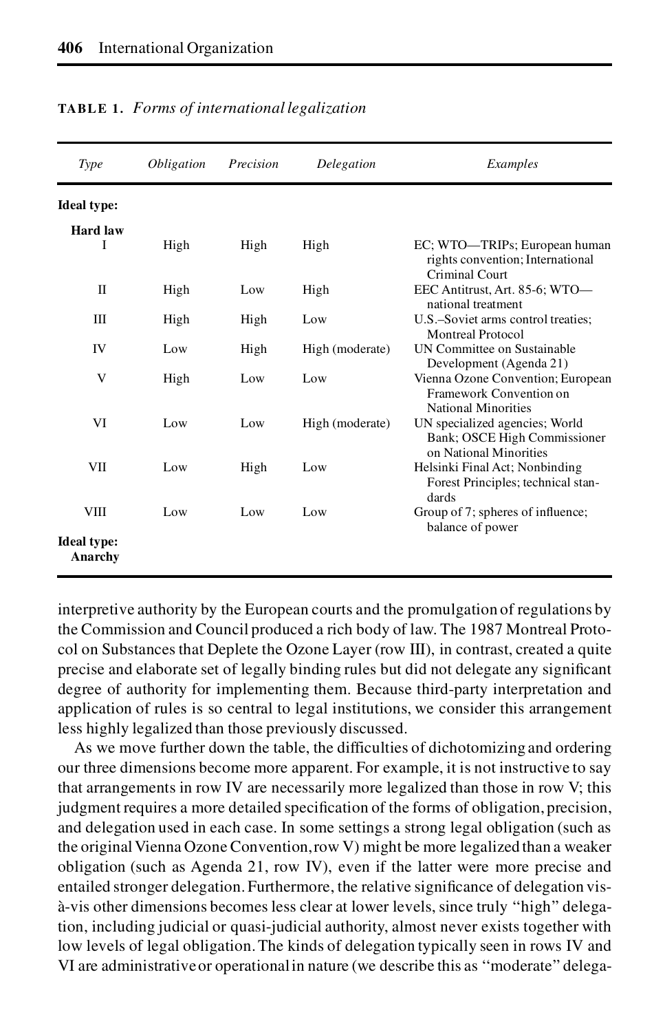**TABLE 1.** *Forms of international legalization*

| *Type* | *Obligation* | *Precision* | *Delegation* | *Examples* |
|---|---|---|---|---|
| **Ideal type:** | | | | |
| **Hard law** | | | | |
| I | High | High | High | EC; WTO—TRIPs; European human rights convention; International Criminal Court |
| II | High | Low | High | EEC Antitrust, Art. 85-6; WTO—national treatment |
| III | High | High | Low | U.S.–Soviet arms control treaties; Montreal Protocol |
| IV | Low | High | High (moderate) | UN Committee on Sustainable Development (Agenda 21) |
| V | High | Low | Low | Vienna Ozone Convention; European Framework Convention on National Minorities |
| VI | Low | Low | High (moderate) | UN specialized agencies; World Bank; OSCE High Commissioner on National Minorities |
| VII | Low | High | Low | Helsinki Final Act; Nonbinding Forest Principles; technical standards |
| VIII | Low | Low | Low | Group of 7; spheres of influence; balance of power |
| **Ideal type: Anarchy** | | | | |

interpretive authority by the European courts and the promulgation of regulations by the Commission and Council produced a rich body of law. The 1987 Montreal Protocol on Substances that Deplete the Ozone Layer (row III), in contrast, created a quite precise and elaborate set of legally binding rules but did not delegate any significant degree of authority for implementing them. Because third-party interpretation and application of rules is so central to legal institutions, we consider this arrangement less highly legalized than those previously discussed.

As we move further down the table, the difficulties of dichotomizing and ordering our three dimensions become more apparent. For example, it is not instructive to say that arrangements in row IV are necessarily more legalized than those in row V; this judgment requires a more detailed specification of the forms of obligation, precision, and delegation used in each case. In some settings a strong legal obligation (such as the original Vienna Ozone Convention, row V) might be more legalized than a weaker obligation (such as Agenda 21, row IV), even if the latter were more precise and entailed stronger delegation. Furthermore, the relative significance of delegation vis-à-vis other dimensions becomes less clear at lower levels, since truly "high" delegation, including judicial or quasi-judicial authority, almost never exists together with low levels of legal obligation. The kinds of delegation typically seen in rows IV and VI are administrative or operational in nature (we describe this as "moderate" delega-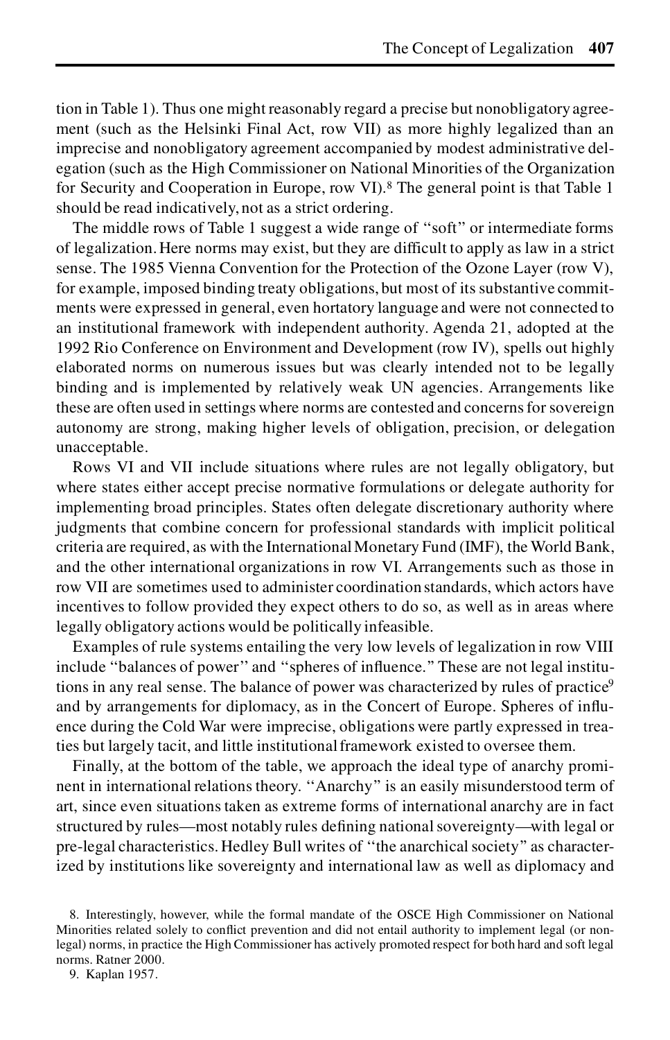tion in Table 1). Thus one might reasonably regard a precise but nonobligatory agreement (such as the Helsinki Final Act, row VII) as more highly legalized than an imprecise and nonobligatory agreement accompanied by modest administrative delegation (such as the High Commissioner on National Minorities of the Organization for Security and Cooperation in Europe, row VI).[8] The general point is that Table 1 should be read indicatively, not as a strict ordering.

The middle rows of Table 1 suggest a wide range of "soft" or intermediate forms of legalization. Here norms may exist, but they are difficult to apply as law in a strict sense. The 1985 Vienna Convention for the Protection of the Ozone Layer (row V), for example, imposed binding treaty obligations, but most of its substantive commitments were expressed in general, even hortatory language and were not connected to an institutional framework with independent authority. Agenda 21, adopted at the 1992 Rio Conference on Environment and Development (row IV), spells out highly elaborated norms on numerous issues but was clearly intended not to be legally binding and is implemented by relatively weak UN agencies. Arrangements like these are often used in settings where norms are contested and concerns for sovereign autonomy are strong, making higher levels of obligation, precision, or delegation unacceptable.

Rows VI and VII include situations where rules are not legally obligatory, but where states either accept precise normative formulations or delegate authority for implementing broad principles. States often delegate discretionary authority where judgments that combine concern for professional standards with implicit political criteria are required, as with the International Monetary Fund (IMF), the World Bank, and the other international organizations in row VI. Arrangements such as those in row VII are sometimes used to administer coordination standards, which actors have incentives to follow provided they expect others to do so, as well as in areas where legally obligatory actions would be politically infeasible.

Examples of rule systems entailing the very low levels of legalization in row VIII include "balances of power" and "spheres of influence." These are not legal institutions in any real sense. The balance of power was characterized by rules of practice[9] and by arrangements for diplomacy, as in the Concert of Europe. Spheres of influence during the Cold War were imprecise, obligations were partly expressed in treaties but largely tacit, and little institutional framework existed to oversee them.

Finally, at the bottom of the table, we approach the ideal type of anarchy prominent in international relations theory. "Anarchy" is an easily misunderstood term of art, since even situations taken as extreme forms of international anarchy are in fact structured by rules—most notably rules defining national sovereignty—with legal or pre-legal characteristics. Hedley Bull writes of "the anarchical society" as characterized by institutions like sovereignty and international law as well as diplomacy and

8. Interestingly, however, while the formal mandate of the OSCE High Commissioner on National Minorities related solely to conflict prevention and did not entail authority to implement legal (or nonlegal) norms, in practice the High Commissioner has actively promoted respect for both hard and soft legal norms. Ratner 2000.

9. Kaplan 1957.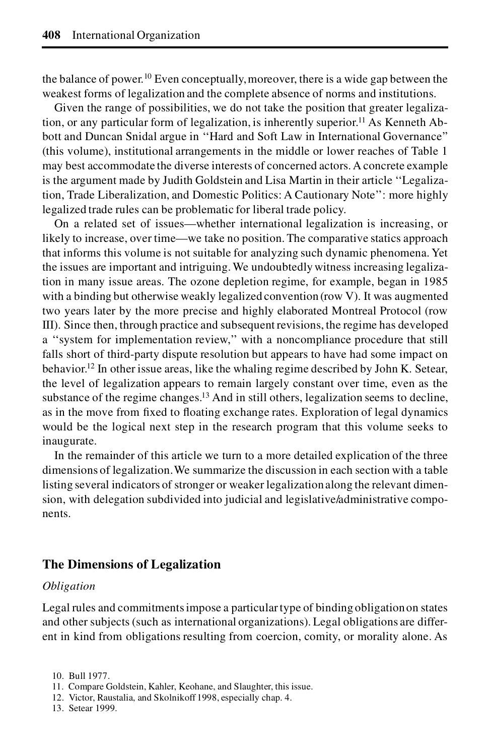the balance of power.[10] Even conceptually, moreover, there is a wide gap between the weakest forms of legalization and the complete absence of norms and institutions.

Given the range of possibilities, we do not take the position that greater legalization, or any particular form of legalization, is inherently superior.[11] As Kenneth Abbott and Duncan Snidal argue in ''Hard and Soft Law in International Governance'' (this volume), institutional arrangements in the middle or lower reaches of Table 1 may best accommodate the diverse interests of concerned actors. A concrete example is the argument made by Judith Goldstein and Lisa Martin in their article ''Legalization, Trade Liberalization, and Domestic Politics: A Cautionary Note'': more highly legalized trade rules can be problematic for liberal trade policy.

On a related set of issues—whether international legalization is increasing, or likely to increase, over time—we take no position. The comparative statics approach that informs this volume is not suitable for analyzing such dynamic phenomena. Yet the issues are important and intriguing. We undoubtedly witness increasing legalization in many issue areas. The ozone depletion regime, for example, began in 1985 with a binding but otherwise weakly legalized convention (row V). It was augmented two years later by the more precise and highly elaborated Montreal Protocol (row III). Since then, through practice and subsequent revisions, the regime has developed a ''system for implementation review,'' with a noncompliance procedure that still falls short of third-party dispute resolution but appears to have had some impact on behavior.[12] In other issue areas, like the whaling regime described by John K. Setear, the level of legalization appears to remain largely constant over time, even as the substance of the regime changes.[13] And in still others, legalization seems to decline, as in the move from fixed to floating exchange rates. Exploration of legal dynamics would be the logical next step in the research program that this volume seeks to inaugurate.

In the remainder of this article we turn to a more detailed explication of the three dimensions of legalization. We summarize the discussion in each section with a table listing several indicators of stronger or weaker legalization along the relevant dimension, with delegation subdivided into judicial and legislative/administrative components.

## The Dimensions of Legalization

### *Obligation*

Legal rules and commitments impose a particular type of binding obligation on states and other subjects (such as international organizations). Legal obligations are different in kind from obligations resulting from coercion, comity, or morality alone. As

10. Bull 1977.
11. Compare Goldstein, Kahler, Keohane, and Slaughter, this issue.
12. Victor, Raustalia, and Skolnikoff 1998, especially chap. 4.
13. Setear 1999.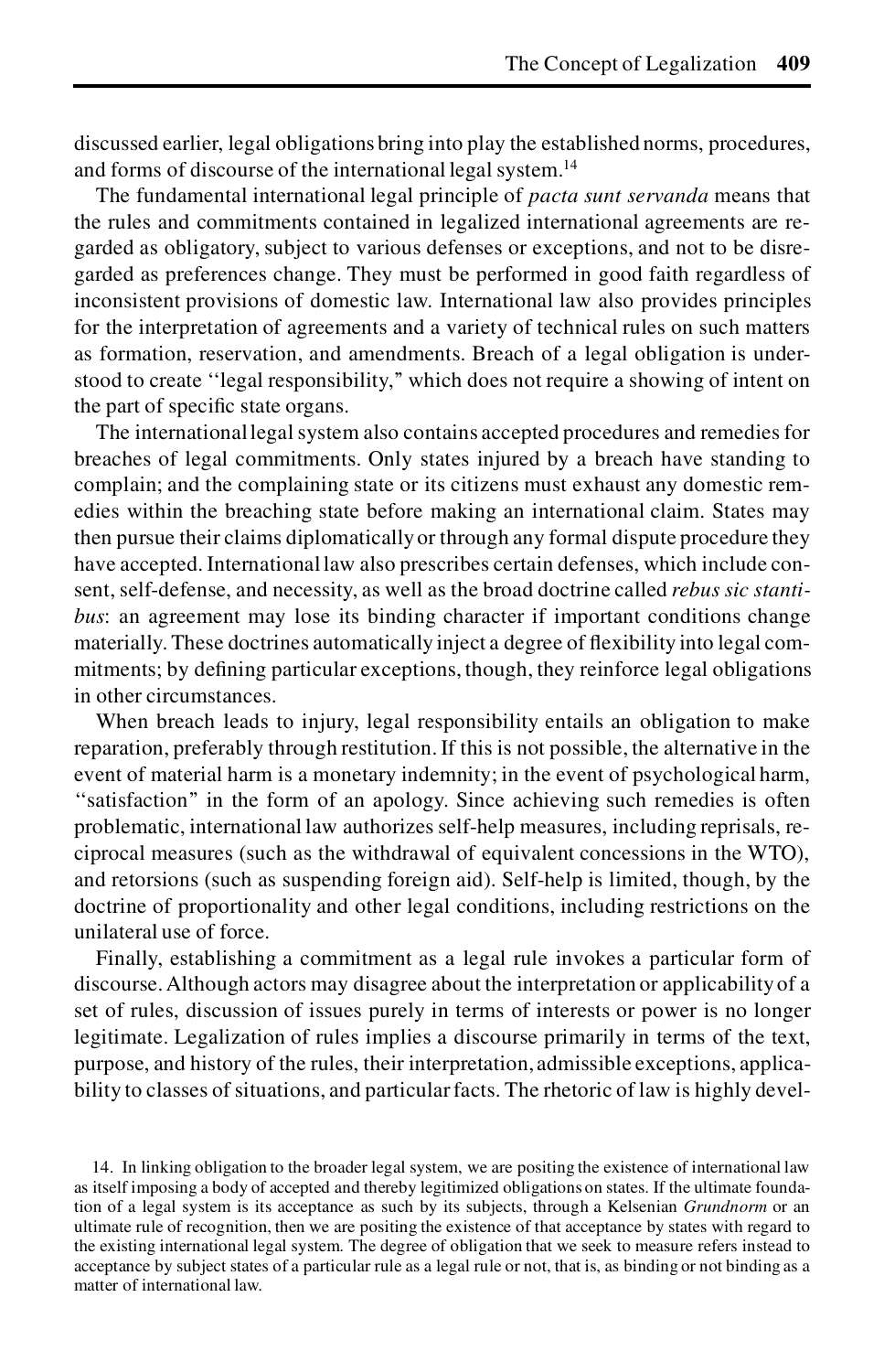discussed earlier, legal obligations bring into play the established norms, procedures, and forms of discourse of the international legal system.[14]

The fundamental international legal principle of *pacta sunt servanda* means that the rules and commitments contained in legalized international agreements are regarded as obligatory, subject to various defenses or exceptions, and not to be disregarded as preferences change. They must be performed in good faith regardless of inconsistent provisions of domestic law. International law also provides principles for the interpretation of agreements and a variety of technical rules on such matters as formation, reservation, and amendments. Breach of a legal obligation is understood to create "legal responsibility," which does not require a showing of intent on the part of specific state organs.

The international legal system also contains accepted procedures and remedies for breaches of legal commitments. Only states injured by a breach have standing to complain; and the complaining state or its citizens must exhaust any domestic remedies within the breaching state before making an international claim. States may then pursue their claims diplomatically or through any formal dispute procedure they have accepted. International law also prescribes certain defenses, which include consent, self-defense, and necessity, as well as the broad doctrine called *rebus sic stantibus*: an agreement may lose its binding character if important conditions change materially. These doctrines automatically inject a degree of flexibility into legal commitments; by defining particular exceptions, though, they reinforce legal obligations in other circumstances.

When breach leads to injury, legal responsibility entails an obligation to make reparation, preferably through restitution. If this is not possible, the alternative in the event of material harm is a monetary indemnity; in the event of psychological harm, "satisfaction" in the form of an apology. Since achieving such remedies is often problematic, international law authorizes self-help measures, including reprisals, reciprocal measures (such as the withdrawal of equivalent concessions in the WTO), and retorsions (such as suspending foreign aid). Self-help is limited, though, by the doctrine of proportionality and other legal conditions, including restrictions on the unilateral use of force.

Finally, establishing a commitment as a legal rule invokes a particular form of discourse. Although actors may disagree about the interpretation or applicability of a set of rules, discussion of issues purely in terms of interests or power is no longer legitimate. Legalization of rules implies a discourse primarily in terms of the text, purpose, and history of the rules, their interpretation, admissible exceptions, applicability to classes of situations, and particular facts. The rhetoric of law is highly devel-

14. In linking obligation to the broader legal system, we are positing the existence of international law as itself imposing a body of accepted and thereby legitimized obligations on states. If the ultimate foundation of a legal system is its acceptance as such by its subjects, through a Kelsenian *Grundnorm* or an ultimate rule of recognition, then we are positing the existence of that acceptance by states with regard to the existing international legal system. The degree of obligation that we seek to measure refers instead to acceptance by subject states of a particular rule as a legal rule or not, that is, as binding or not binding as a matter of international law.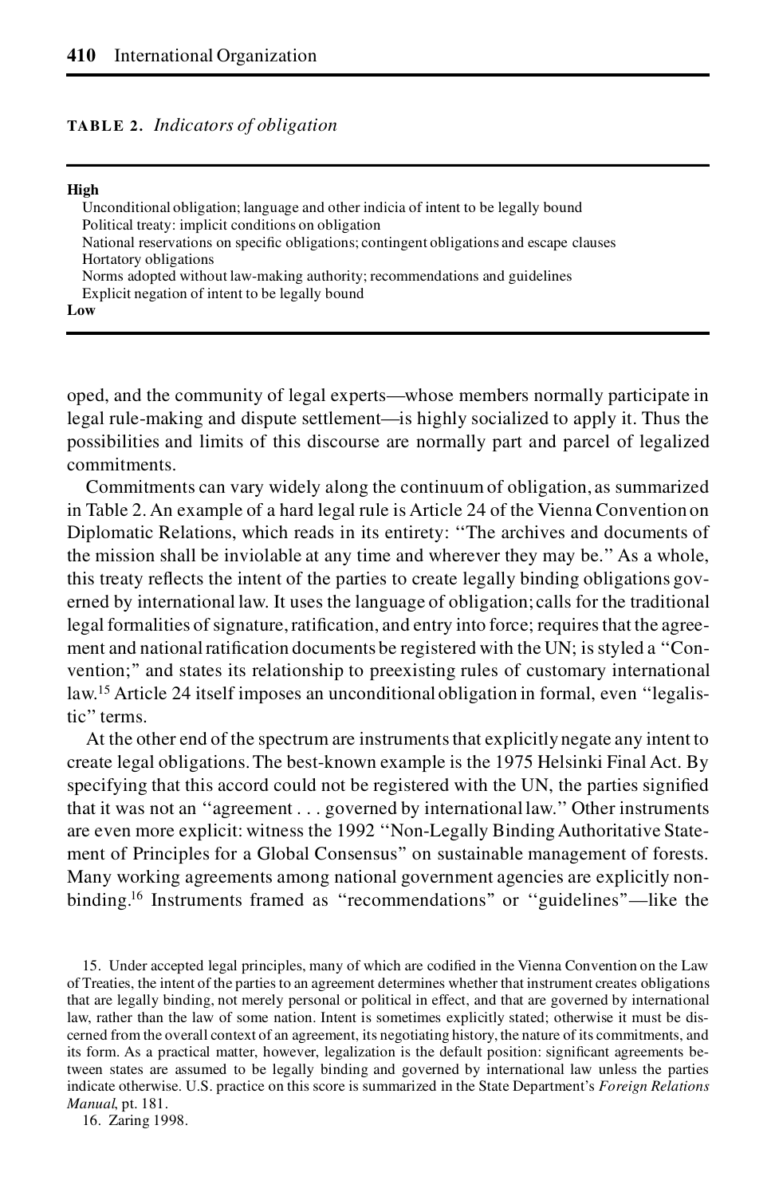**TABLE 2.** *Indicators of obligation*

| |
|---|
| **High** |
| Unconditional obligation; language and other indicia of intent to be legally bound |
| Political treaty: implicit conditions on obligation |
| National reservations on specific obligations; contingent obligations and escape clauses |
| Hortatory obligations |
| Norms adopted without law-making authority; recommendations and guidelines |
| Explicit negation of intent to be legally bound |
| **Low** |

oped, and the community of legal experts—whose members normally participate in legal rule-making and dispute settlement—is highly socialized to apply it. Thus the possibilities and limits of this discourse are normally part and parcel of legalized commitments.

Commitments can vary widely along the continuum of obligation, as summarized in Table 2. An example of a hard legal rule is Article 24 of the Vienna Convention on Diplomatic Relations, which reads in its entirety: "The archives and documents of the mission shall be inviolable at any time and wherever they may be." As a whole, this treaty reflects the intent of the parties to create legally binding obligations governed by international law. It uses the language of obligation; calls for the traditional legal formalities of signature, ratification, and entry into force; requires that the agreement and national ratification documents be registered with the UN; is styled a "Convention;" and states its relationship to preexisting rules of customary international law.[15] Article 24 itself imposes an unconditional obligation in formal, even "legalistic" terms.

At the other end of the spectrum are instruments that explicitly negate any intent to create legal obligations. The best-known example is the 1975 Helsinki Final Act. By specifying that this accord could not be registered with the UN, the parties signified that it was not an "agreement . . . governed by international law." Other instruments are even more explicit: witness the 1992 "Non-Legally Binding Authoritative Statement of Principles for a Global Consensus" on sustainable management of forests. Many working agreements among national government agencies are explicitly nonbinding.[16] Instruments framed as "recommendations" or "guidelines"—like the

15. Under accepted legal principles, many of which are codified in the Vienna Convention on the Law of Treaties, the intent of the parties to an agreement determines whether that instrument creates obligations that are legally binding, not merely personal or political in effect, and that are governed by international law, rather than the law of some nation. Intent is sometimes explicitly stated; otherwise it must be discerned from the overall context of an agreement, its negotiating history, the nature of its commitments, and its form. As a practical matter, however, legalization is the default position: significant agreements between states are assumed to be legally binding and governed by international law unless the parties indicate otherwise. U.S. practice on this score is summarized in the State Department's *Foreign Relations Manual*, pt. 181.

16. Zaring 1998.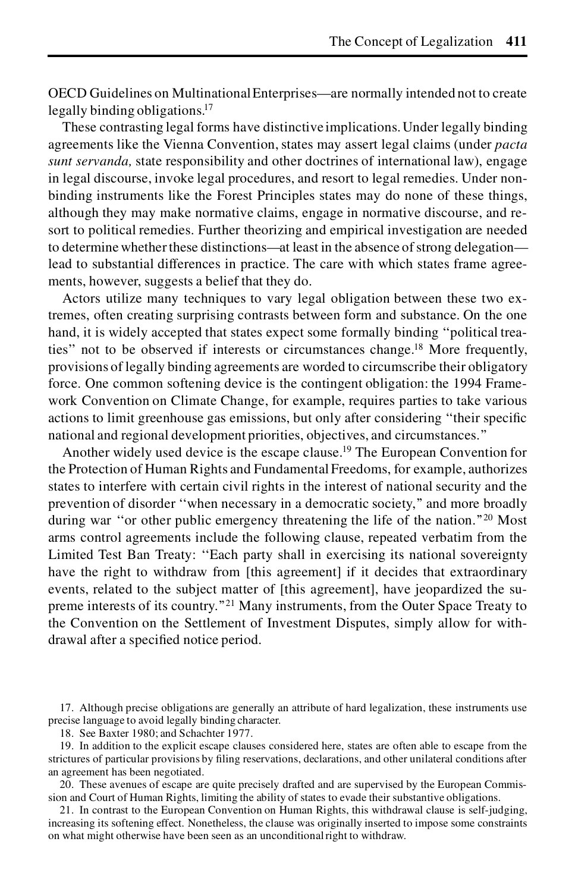OECD Guidelines on Multinational Enterprises—are normally intended not to create legally binding obligations.[17]

These contrasting legal forms have distinctive implications. Under legally binding agreements like the Vienna Convention, states may assert legal claims (under *pacta sunt servanda,* state responsibility and other doctrines of international law), engage in legal discourse, invoke legal procedures, and resort to legal remedies. Under non-binding instruments like the Forest Principles states may do none of these things, although they may make normative claims, engage in normative discourse, and resort to political remedies. Further theorizing and empirical investigation are needed to determine whether these distinctions—at least in the absence of strong delegation—lead to substantial differences in practice. The care with which states frame agreements, however, suggests a belief that they do.

Actors utilize many techniques to vary legal obligation between these two extremes, often creating surprising contrasts between form and substance. On the one hand, it is widely accepted that states expect some formally binding "political treaties" not to be observed if interests or circumstances change.[18] More frequently, provisions of legally binding agreements are worded to circumscribe their obligatory force. One common softening device is the contingent obligation: the 1994 Framework Convention on Climate Change, for example, requires parties to take various actions to limit greenhouse gas emissions, but only after considering "their specific national and regional development priorities, objectives, and circumstances."

Another widely used device is the escape clause.[19] The European Convention for the Protection of Human Rights and Fundamental Freedoms, for example, authorizes states to interfere with certain civil rights in the interest of national security and the prevention of disorder "when necessary in a democratic society," and more broadly during war "or other public emergency threatening the life of the nation."[20] Most arms control agreements include the following clause, repeated verbatim from the Limited Test Ban Treaty: "Each party shall in exercising its national sovereignty have the right to withdraw from [this agreement] if it decides that extraordinary events, related to the subject matter of [this agreement], have jeopardized the supreme interests of its country."[21] Many instruments, from the Outer Space Treaty to the Convention on the Settlement of Investment Disputes, simply allow for withdrawal after a specified notice period.

17. Although precise obligations are generally an attribute of hard legalization, these instruments use precise language to avoid legally binding character.

18. See Baxter 1980; and Schachter 1977.

19. In addition to the explicit escape clauses considered here, states are often able to escape from the strictures of particular provisions by filing reservations, declarations, and other unilateral conditions after an agreement has been negotiated.

20. These avenues of escape are quite precisely drafted and are supervised by the European Commission and Court of Human Rights, limiting the ability of states to evade their substantive obligations.

21. In contrast to the European Convention on Human Rights, this withdrawal clause is self-judging, increasing its softening effect. Nonetheless, the clause was originally inserted to impose some constraints on what might otherwise have been seen as an unconditional right to withdraw.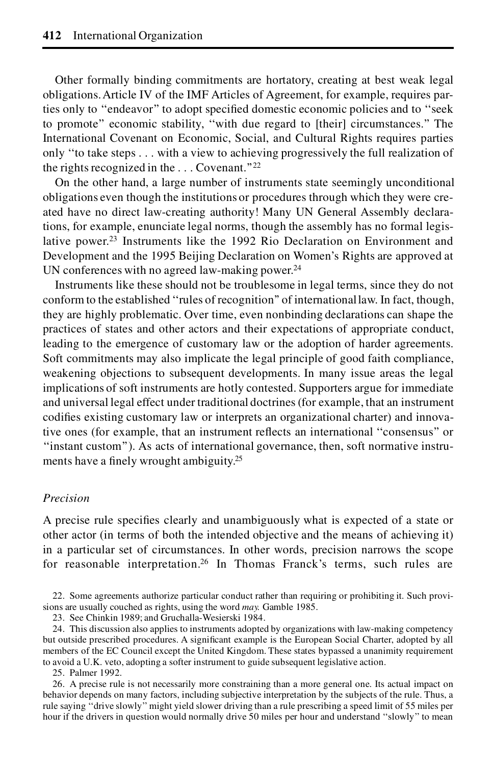Other formally binding commitments are hortatory, creating at best weak legal obligations. Article IV of the IMF Articles of Agreement, for example, requires parties only to ''endeavor'' to adopt specified domestic economic policies and to ''seek to promote'' economic stability, ''with due regard to [their] circumstances.'' The International Covenant on Economic, Social, and Cultural Rights requires parties only ''to take steps . . . with a view to achieving progressively the full realization of the rights recognized in the . . . Covenant.''[22]

On the other hand, a large number of instruments state seemingly unconditional obligations even though the institutions or procedures through which they were created have no direct law-creating authority! Many UN General Assembly declarations, for example, enunciate legal norms, though the assembly has no formal legislative power.[23] Instruments like the 1992 Rio Declaration on Environment and Development and the 1995 Beijing Declaration on Women's Rights are approved at UN conferences with no agreed law-making power.[24]

Instruments like these should not be troublesome in legal terms, since they do not conform to the established ''rules of recognition'' of international law. In fact, though, they are highly problematic. Over time, even nonbinding declarations can shape the practices of states and other actors and their expectations of appropriate conduct, leading to the emergence of customary law or the adoption of harder agreements. Soft commitments may also implicate the legal principle of good faith compliance, weakening objections to subsequent developments. In many issue areas the legal implications of soft instruments are hotly contested. Supporters argue for immediate and universal legal effect under traditional doctrines (for example, that an instrument codifies existing customary law or interprets an organizational charter) and innovative ones (for example, that an instrument reflects an international ''consensus'' or ''instant custom''). As acts of international governance, then, soft normative instruments have a finely wrought ambiguity.[25]

### *Precision*

A precise rule specifies clearly and unambiguously what is expected of a state or other actor (in terms of both the intended objective and the means of achieving it) in a particular set of circumstances. In other words, precision narrows the scope for reasonable interpretation.[26] In Thomas Franck's terms, such rules are

22. Some agreements authorize particular conduct rather than requiring or prohibiting it. Such provisions are usually couched as rights, using the word *may.* Gamble 1985.

23. See Chinkin 1989; and Gruchalla-Wesierski 1984.

24. This discussion also applies to instruments adopted by organizations with law-making competency but outside prescribed procedures. A significant example is the European Social Charter, adopted by all members of the EC Council except the United Kingdom. These states bypassed a unanimity requirement to avoid a U.K. veto, adopting a softer instrument to guide subsequent legislative action.

25. Palmer 1992.

26. A precise rule is not necessarily more constraining than a more general one. Its actual impact on behavior depends on many factors, including subjective interpretation by the subjects of the rule. Thus, a rule saying ''drive slowly'' might yield slower driving than a rule prescribing a speed limit of 55 miles per hour if the drivers in question would normally drive 50 miles per hour and understand ''slowly'' to mean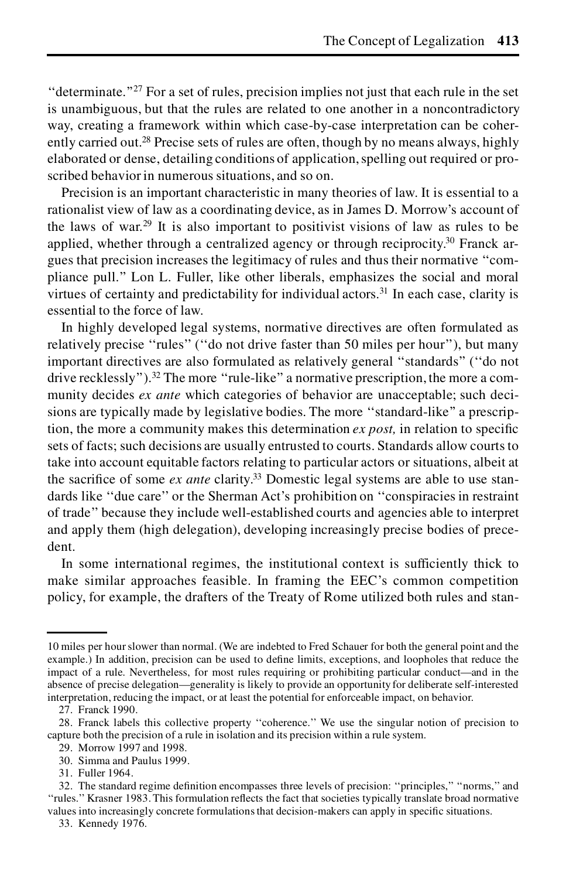"determinate."[27] For a set of rules, precision implies not just that each rule in the set is unambiguous, but that the rules are related to one another in a noncontradictory way, creating a framework within which case-by-case interpretation can be coherently carried out.[28] Precise sets of rules are often, though by no means always, highly elaborated or dense, detailing conditions of application, spelling out required or proscribed behavior in numerous situations, and so on.

Precision is an important characteristic in many theories of law. It is essential to a rationalist view of law as a coordinating device, as in James D. Morrow's account of the laws of war.[29] It is also important to positivist visions of law as rules to be applied, whether through a centralized agency or through reciprocity.[30] Franck argues that precision increases the legitimacy of rules and thus their normative "compliance pull." Lon L. Fuller, like other liberals, emphasizes the social and moral virtues of certainty and predictability for individual actors.[31] In each case, clarity is essential to the force of law.

In highly developed legal systems, normative directives are often formulated as relatively precise "rules" ("do not drive faster than 50 miles per hour"), but many important directives are also formulated as relatively general "standards" ("do not drive recklessly").[32] The more "rule-like" a normative prescription, the more a community decides *ex ante* which categories of behavior are unacceptable; such decisions are typically made by legislative bodies. The more "standard-like" a prescription, the more a community makes this determination *ex post,* in relation to specific sets of facts; such decisions are usually entrusted to courts. Standards allow courts to take into account equitable factors relating to particular actors or situations, albeit at the sacrifice of some *ex ante* clarity.[33] Domestic legal systems are able to use standards like "due care" or the Sherman Act's prohibition on "conspiracies in restraint of trade" because they include well-established courts and agencies able to interpret and apply them (high delegation), developing increasingly precise bodies of precedent.

In some international regimes, the institutional context is sufficiently thick to make similar approaches feasible. In framing the EEC's common competition policy, for example, the drafters of the Treaty of Rome utilized both rules and stan-

---

10 miles per hour slower than normal. (We are indebted to Fred Schauer for both the general point and the example.) In addition, precision can be used to define limits, exceptions, and loopholes that reduce the impact of a rule. Nevertheless, for most rules requiring or prohibiting particular conduct—and in the absence of precise delegation—generality is likely to provide an opportunity for deliberate self-interested interpretation, reducing the impact, or at least the potential for enforceable impact, on behavior.

27. Franck 1990.

28. Franck labels this collective property "coherence." We use the singular notion of precision to capture both the precision of a rule in isolation and its precision within a rule system.

29. Morrow 1997 and 1998.

30. Simma and Paulus 1999.

31. Fuller 1964.

32. The standard regime definition encompasses three levels of precision: "principles," "norms," and "rules." Krasner 1983. This formulation reflects the fact that societies typically translate broad normative values into increasingly concrete formulations that decision-makers can apply in specific situations.

33. Kennedy 1976.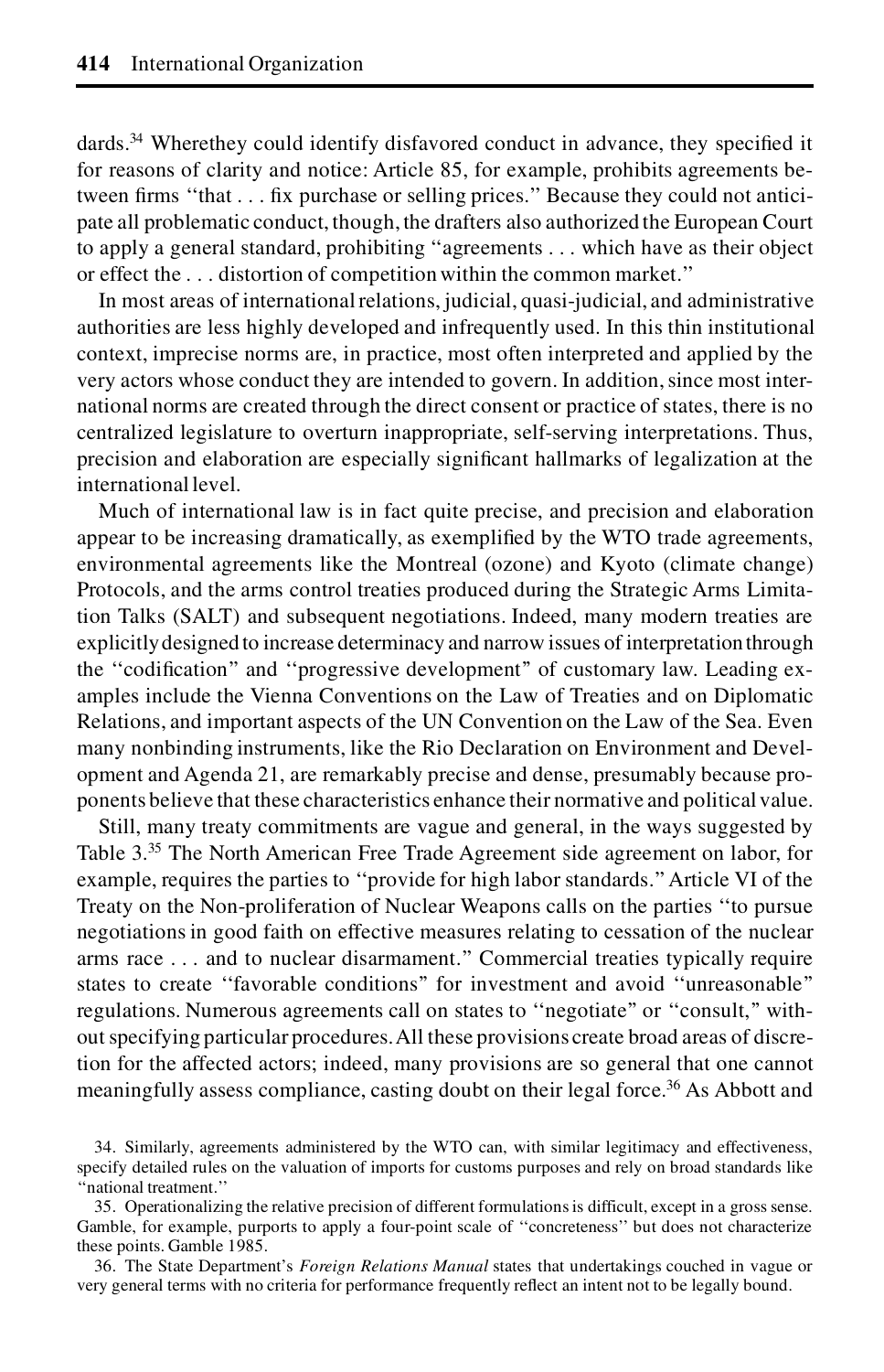dards.[34] Wherethey could identify disfavored conduct in advance, they specified it for reasons of clarity and notice: Article 85, for example, prohibits agreements between firms ''that . . . fix purchase or selling prices.'' Because they could not anticipate all problematic conduct, though, the drafters also authorized the European Court to apply a general standard, prohibiting ''agreements . . . which have as their object or effect the . . . distortion of competition within the common market.''

In most areas of international relations, judicial, quasi-judicial, and administrative authorities are less highly developed and infrequently used. In this thin institutional context, imprecise norms are, in practice, most often interpreted and applied by the very actors whose conduct they are intended to govern. In addition, since most international norms are created through the direct consent or practice of states, there is no centralized legislature to overturn inappropriate, self-serving interpretations. Thus, precision and elaboration are especially significant hallmarks of legalization at the international level.

Much of international law is in fact quite precise, and precision and elaboration appear to be increasing dramatically, as exemplified by the WTO trade agreements, environmental agreements like the Montreal (ozone) and Kyoto (climate change) Protocols, and the arms control treaties produced during the Strategic Arms Limitation Talks (SALT) and subsequent negotiations. Indeed, many modern treaties are explicitly designed to increase determinacy and narrow issues of interpretation through the ''codification'' and ''progressive development'' of customary law. Leading examples include the Vienna Conventions on the Law of Treaties and on Diplomatic Relations, and important aspects of the UN Convention on the Law of the Sea. Even many nonbinding instruments, like the Rio Declaration on Environment and Development and Agenda 21, are remarkably precise and dense, presumably because proponents believe that these characteristics enhance their normative and political value.

Still, many treaty commitments are vague and general, in the ways suggested by Table 3.[35] The North American Free Trade Agreement side agreement on labor, for example, requires the parties to ''provide for high labor standards.'' Article VI of the Treaty on the Non-proliferation of Nuclear Weapons calls on the parties ''to pursue negotiations in good faith on effective measures relating to cessation of the nuclear arms race . . . and to nuclear disarmament.'' Commercial treaties typically require states to create ''favorable conditions'' for investment and avoid ''unreasonable'' regulations. Numerous agreements call on states to ''negotiate'' or ''consult,'' without specifying particular procedures. All these provisions create broad areas of discretion for the affected actors; indeed, many provisions are so general that one cannot meaningfully assess compliance, casting doubt on their legal force.[36] As Abbott and

34. Similarly, agreements administered by the WTO can, with similar legitimacy and effectiveness, specify detailed rules on the valuation of imports for customs purposes and rely on broad standards like ''national treatment.''

35. Operationalizing the relative precision of different formulations is difficult, except in a gross sense. Gamble, for example, purports to apply a four-point scale of ''concreteness'' but does not characterize these points. Gamble 1985.

36. The State Department's *Foreign Relations Manual* states that undertakings couched in vague or very general terms with no criteria for performance frequently reflect an intent not to be legally bound.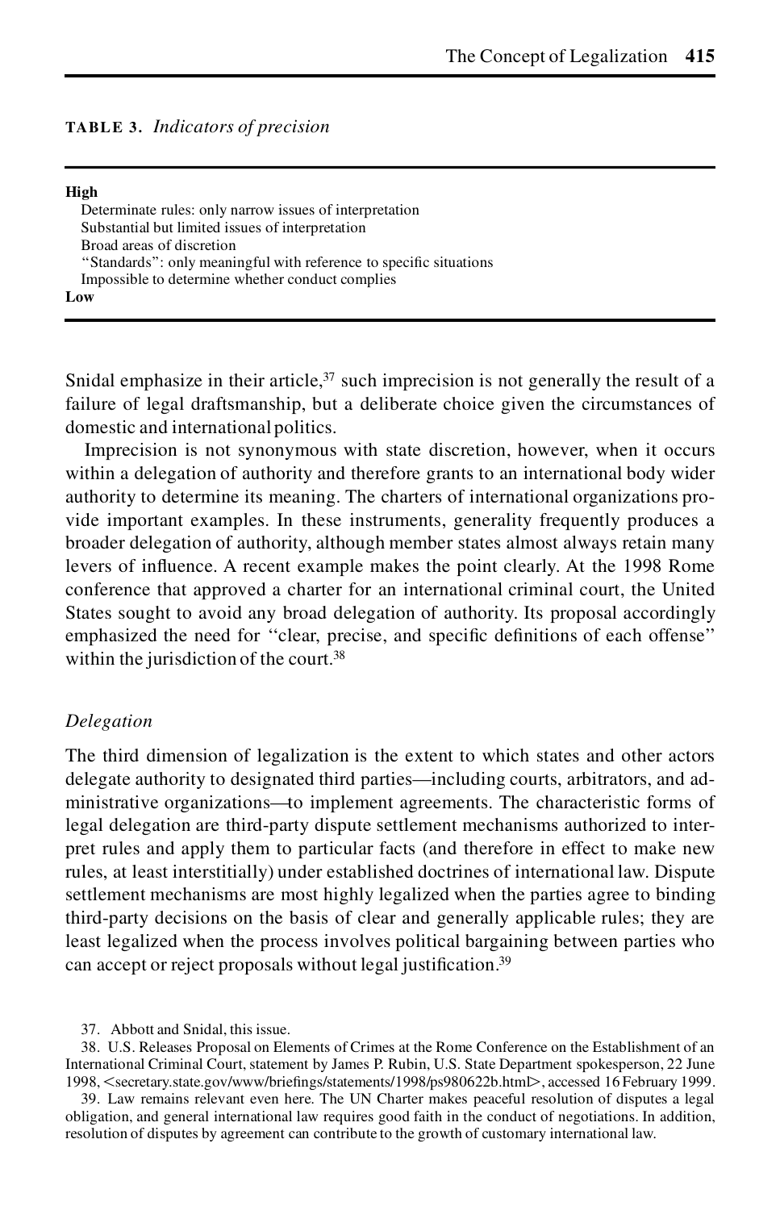**TABLE 3.** *Indicators of precision*

| |
|---|
| **High** |
| Determinate rules: only narrow issues of interpretation |
| Substantial but limited issues of interpretation |
| Broad areas of discretion |
| "Standards": only meaningful with reference to specific situations |
| Impossible to determine whether conduct complies |
| **Low** |

Snidal emphasize in their article,[37] such imprecision is not generally the result of a failure of legal draftsmanship, but a deliberate choice given the circumstances of domestic and international politics.

Imprecision is not synonymous with state discretion, however, when it occurs within a delegation of authority and therefore grants to an international body wider authority to determine its meaning. The charters of international organizations provide important examples. In these instruments, generality frequently produces a broader delegation of authority, although member states almost always retain many levers of influence. A recent example makes the point clearly. At the 1998 Rome conference that approved a charter for an international criminal court, the United States sought to avoid any broad delegation of authority. Its proposal accordingly emphasized the need for "clear, precise, and specific definitions of each offense" within the jurisdiction of the court.[38]

### *Delegation*

The third dimension of legalization is the extent to which states and other actors delegate authority to designated third parties—including courts, arbitrators, and administrative organizations—to implement agreements. The characteristic forms of legal delegation are third-party dispute settlement mechanisms authorized to interpret rules and apply them to particular facts (and therefore in effect to make new rules, at least interstitially) under established doctrines of international law. Dispute settlement mechanisms are most highly legalized when the parties agree to binding third-party decisions on the basis of clear and generally applicable rules; they are least legalized when the process involves political bargaining between parties who can accept or reject proposals without legal justification.[39]

37. Abbott and Snidal, this issue.

38. U.S. Releases Proposal on Elements of Crimes at the Rome Conference on the Establishment of an International Criminal Court, statement by James P. Rubin, U.S. State Department spokesperson, 22 June 1998, <secretary.state.gov/www/briefings/statements/1998/ps980622b.html>, accessed 16 February 1999.

39. Law remains relevant even here. The UN Charter makes peaceful resolution of disputes a legal obligation, and general international law requires good faith in the conduct of negotiations. In addition, resolution of disputes by agreement can contribute to the growth of customary international law.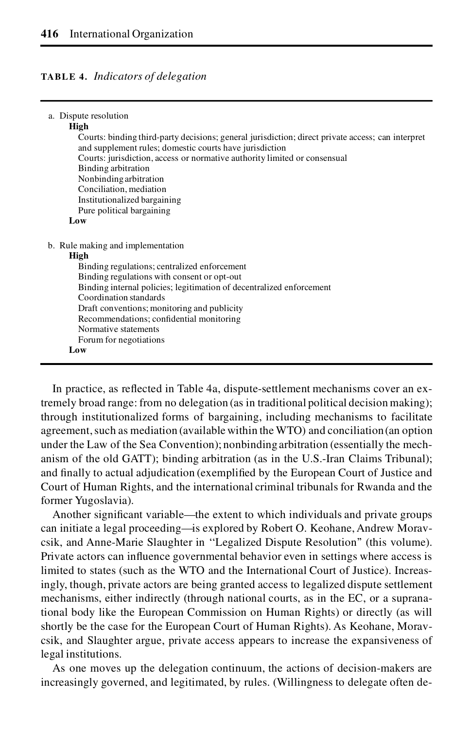**TABLE 4.** *Indicators of delegation*

a. Dispute resolution

**High**

- Courts: binding third-party decisions; general jurisdiction; direct private access; can interpret and supplement rules; domestic courts have jurisdiction
- Courts: jurisdiction, access or normative authority limited or consensual
- Binding arbitration
- Nonbinding arbitration
- Conciliation, mediation
- Institutionalized bargaining
- Pure political bargaining

**Low**

b. Rule making and implementation

**High**

- Binding regulations; centralized enforcement
- Binding regulations with consent or opt-out
- Binding internal policies; legitimation of decentralized enforcement
- Coordination standards
- Draft conventions; monitoring and publicity
- Recommendations; confidential monitoring
- Normative statements
- Forum for negotiations

**Low**

In practice, as reflected in Table 4a, dispute-settlement mechanisms cover an extremely broad range: from no delegation (as in traditional political decision making); through institutionalized forms of bargaining, including mechanisms to facilitate agreement, such as mediation (available within the WTO) and conciliation (an option under the Law of the Sea Convention); nonbinding arbitration (essentially the mechanism of the old GATT); binding arbitration (as in the U.S.-Iran Claims Tribunal); and finally to actual adjudication (exemplified by the European Court of Justice and Court of Human Rights, and the international criminal tribunals for Rwanda and the former Yugoslavia).

Another significant variable—the extent to which individuals and private groups can initiate a legal proceeding—is explored by Robert O. Keohane, Andrew Moravcsik, and Anne-Marie Slaughter in "Legalized Dispute Resolution" (this volume). Private actors can influence governmental behavior even in settings where access is limited to states (such as the WTO and the International Court of Justice). Increasingly, though, private actors are being granted access to legalized dispute settlement mechanisms, either indirectly (through national courts, as in the EC, or a supranational body like the European Commission on Human Rights) or directly (as will shortly be the case for the European Court of Human Rights). As Keohane, Moravcsik, and Slaughter argue, private access appears to increase the expansiveness of legal institutions.

As one moves up the delegation continuum, the actions of decision-makers are increasingly governed, and legitimated, by rules. (Willingness to delegate often de-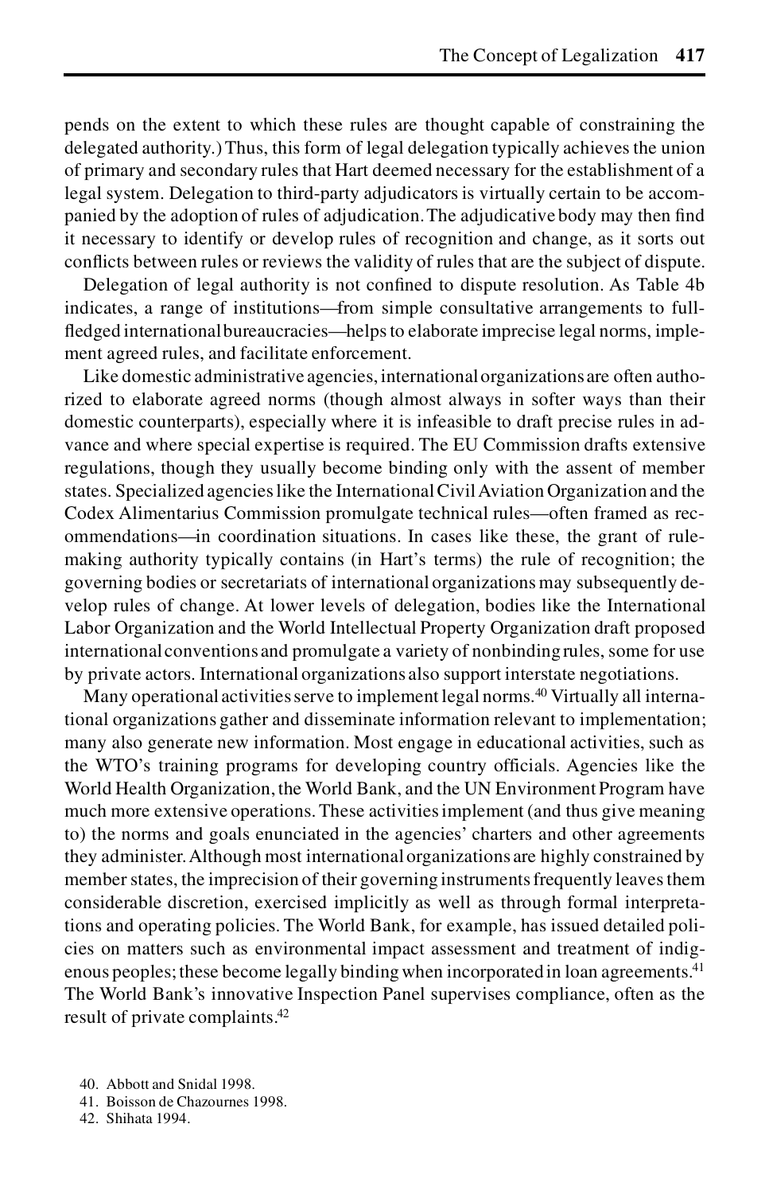pends on the extent to which these rules are thought capable of constraining the delegated authority.) Thus, this form of legal delegation typically achieves the union of primary and secondary rules that Hart deemed necessary for the establishment of a legal system. Delegation to third-party adjudicators is virtually certain to be accompanied by the adoption of rules of adjudication. The adjudicative body may then find it necessary to identify or develop rules of recognition and change, as it sorts out conflicts between rules or reviews the validity of rules that are the subject of dispute.

Delegation of legal authority is not confined to dispute resolution. As Table 4b indicates, a range of institutions—from simple consultative arrangements to full-fledged international bureaucracies—helps to elaborate imprecise legal norms, implement agreed rules, and facilitate enforcement.

Like domestic administrative agencies, international organizations are often authorized to elaborate agreed norms (though almost always in softer ways than their domestic counterparts), especially where it is infeasible to draft precise rules in advance and where special expertise is required. The EU Commission drafts extensive regulations, though they usually become binding only with the assent of member states. Specialized agencies like the International Civil Aviation Organization and the Codex Alimentarius Commission promulgate technical rules—often framed as recommendations—in coordination situations. In cases like these, the grant of rule-making authority typically contains (in Hart's terms) the rule of recognition; the governing bodies or secretariats of international organizations may subsequently develop rules of change. At lower levels of delegation, bodies like the International Labor Organization and the World Intellectual Property Organization draft proposed international conventions and promulgate a variety of nonbinding rules, some for use by private actors. International organizations also support interstate negotiations.

Many operational activities serve to implement legal norms.[40] Virtually all international organizations gather and disseminate information relevant to implementation; many also generate new information. Most engage in educational activities, such as the WTO's training programs for developing country officials. Agencies like the World Health Organization, the World Bank, and the UN Environment Program have much more extensive operations. These activities implement (and thus give meaning to) the norms and goals enunciated in the agencies' charters and other agreements they administer. Although most international organizations are highly constrained by member states, the imprecision of their governing instruments frequently leaves them considerable discretion, exercised implicitly as well as through formal interpretations and operating policies. The World Bank, for example, has issued detailed policies on matters such as environmental impact assessment and treatment of indigenous peoples; these become legally binding when incorporated in loan agreements.[41] The World Bank's innovative Inspection Panel supervises compliance, often as the result of private complaints.[42]

40. Abbott and Snidal 1998.
41. Boisson de Chazournes 1998.
42. Shihata 1994.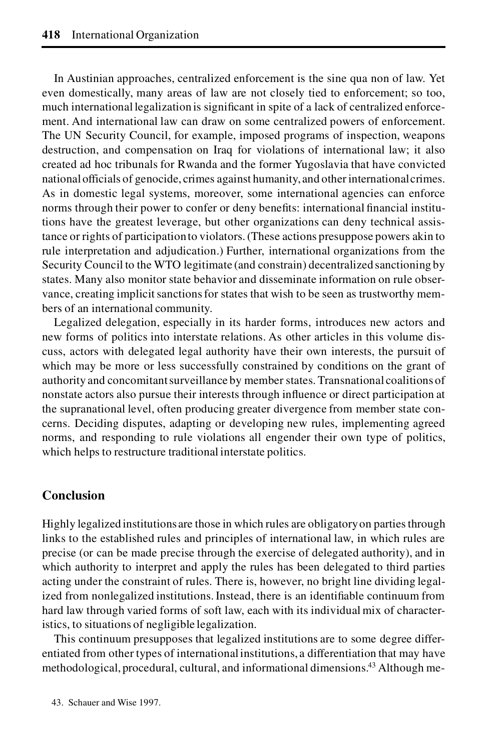In Austinian approaches, centralized enforcement is the sine qua non of law. Yet even domestically, many areas of law are not closely tied to enforcement; so too, much international legalization is significant in spite of a lack of centralized enforcement. And international law can draw on some centralized powers of enforcement. The UN Security Council, for example, imposed programs of inspection, weapons destruction, and compensation on Iraq for violations of international law; it also created ad hoc tribunals for Rwanda and the former Yugoslavia that have convicted national officials of genocide, crimes against humanity, and other international crimes. As in domestic legal systems, moreover, some international agencies can enforce norms through their power to confer or deny benefits: international financial institutions have the greatest leverage, but other organizations can deny technical assistance or rights of participation to violators. (These actions presuppose powers akin to rule interpretation and adjudication.) Further, international organizations from the Security Council to the WTO legitimate (and constrain) decentralized sanctioning by states. Many also monitor state behavior and disseminate information on rule observance, creating implicit sanctions for states that wish to be seen as trustworthy members of an international community.

Legalized delegation, especially in its harder forms, introduces new actors and new forms of politics into interstate relations. As other articles in this volume discuss, actors with delegated legal authority have their own interests, the pursuit of which may be more or less successfully constrained by conditions on the grant of authority and concomitant surveillance by member states. Transnational coalitions of nonstate actors also pursue their interests through influence or direct participation at the supranational level, often producing greater divergence from member state concerns. Deciding disputes, adapting or developing new rules, implementing agreed norms, and responding to rule violations all engender their own type of politics, which helps to restructure traditional interstate politics.

## Conclusion

Highly legalized institutions are those in which rules are obligatory on parties through links to the established rules and principles of international law, in which rules are precise (or can be made precise through the exercise of delegated authority), and in which authority to interpret and apply the rules has been delegated to third parties acting under the constraint of rules. There is, however, no bright line dividing legalized from nonlegalized institutions. Instead, there is an identifiable continuum from hard law through varied forms of soft law, each with its individual mix of characteristics, to situations of negligible legalization.

This continuum presupposes that legalized institutions are to some degree differentiated from other types of international institutions, a differentiation that may have methodological, procedural, cultural, and informational dimensions.[43] Although me-

43. Schauer and Wise 1997.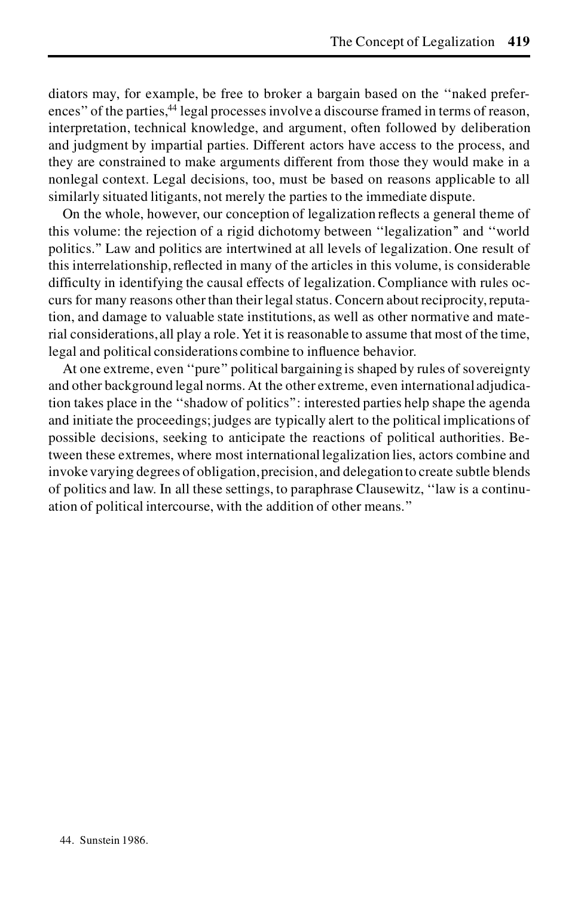diators may, for example, be free to broker a bargain based on the ''naked preferences'' of the parties,[44] legal processes involve a discourse framed in terms of reason, interpretation, technical knowledge, and argument, often followed by deliberation and judgment by impartial parties. Different actors have access to the process, and they are constrained to make arguments different from those they would make in a nonlegal context. Legal decisions, too, must be based on reasons applicable to all similarly situated litigants, not merely the parties to the immediate dispute.

On the whole, however, our conception of legalization reflects a general theme of this volume: the rejection of a rigid dichotomy between ''legalization'' and ''world politics.'' Law and politics are intertwined at all levels of legalization. One result of this interrelationship, reflected in many of the articles in this volume, is considerable difficulty in identifying the causal effects of legalization. Compliance with rules occurs for many reasons other than their legal status. Concern about reciprocity, reputation, and damage to valuable state institutions, as well as other normative and material considerations, all play a role. Yet it is reasonable to assume that most of the time, legal and political considerations combine to influence behavior.

At one extreme, even ''pure'' political bargaining is shaped by rules of sovereignty and other background legal norms. At the other extreme, even international adjudication takes place in the ''shadow of politics'': interested parties help shape the agenda and initiate the proceedings; judges are typically alert to the political implications of possible decisions, seeking to anticipate the reactions of political authorities. Between these extremes, where most international legalization lies, actors combine and invoke varying degrees of obligation, precision, and delegation to create subtle blends of politics and law. In all these settings, to paraphrase Clausewitz, ''law is a continuation of political intercourse, with the addition of other means.''

44. Sunstein 1986.